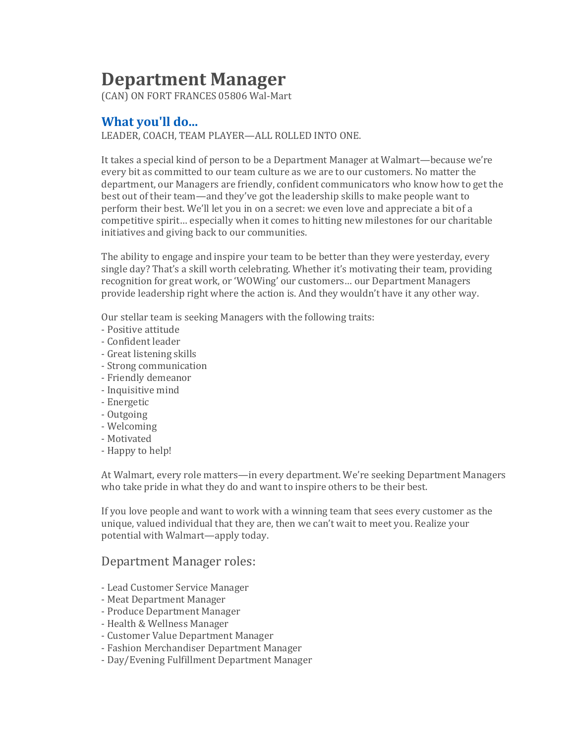# Department Manager

(CAN) ON FORT FRANCES 05806 Wal-Mart

## What you'll do...

LEADER, COACH, TEAM PLAYER—ALL ROLLED INTO ONE.

It takes a special kind of person to be a Department Manager at Walmart—because we're every bit as committed to our team culture as we are to our customers. No matter the department, our Managers are friendly, confident communicators who know how to get the best out of their team—and they've got the leadership skills to make people want to perform their best. We'll let you in on a secret: we even love and appreciate a bit of a competitive spirit… especially when it comes to hitting new milestones for our charitable initiatives and giving back to our communities.

The ability to engage and inspire your team to be better than they were yesterday, every single day? That's a skill worth celebrating. Whether it's motivating their team, providing recognition for great work, or 'WOWing' our customers… our Department Managers provide leadership right where the action is. And they wouldn't have it any other way.

Our stellar team is seeking Managers with the following traits:
- Positive attitude
- Confident leader
- Great listening skills
- Strong communication
- Friendly demeanor
- Inquisitive mind
- Energetic
- Outgoing
- Welcoming
- Motivated
- Happy to help!

At Walmart, every role matters—in every department. We're seeking Department Managers who take pride in what they do and want to inspire others to be their best.

If you love people and want to work with a winning team that sees every customer as the unique, valued individual that they are, then we can't wait to meet you. Realize your potential with Walmart—apply today.

### Department Manager roles:

- Lead Customer Service Manager
- Meat Department Manager
- Produce Department Manager
- Health & Wellness Manager
- Customer Value Department Manager
- Fashion Merchandiser Department Manager
- Day/Evening Fulfillment Department Manager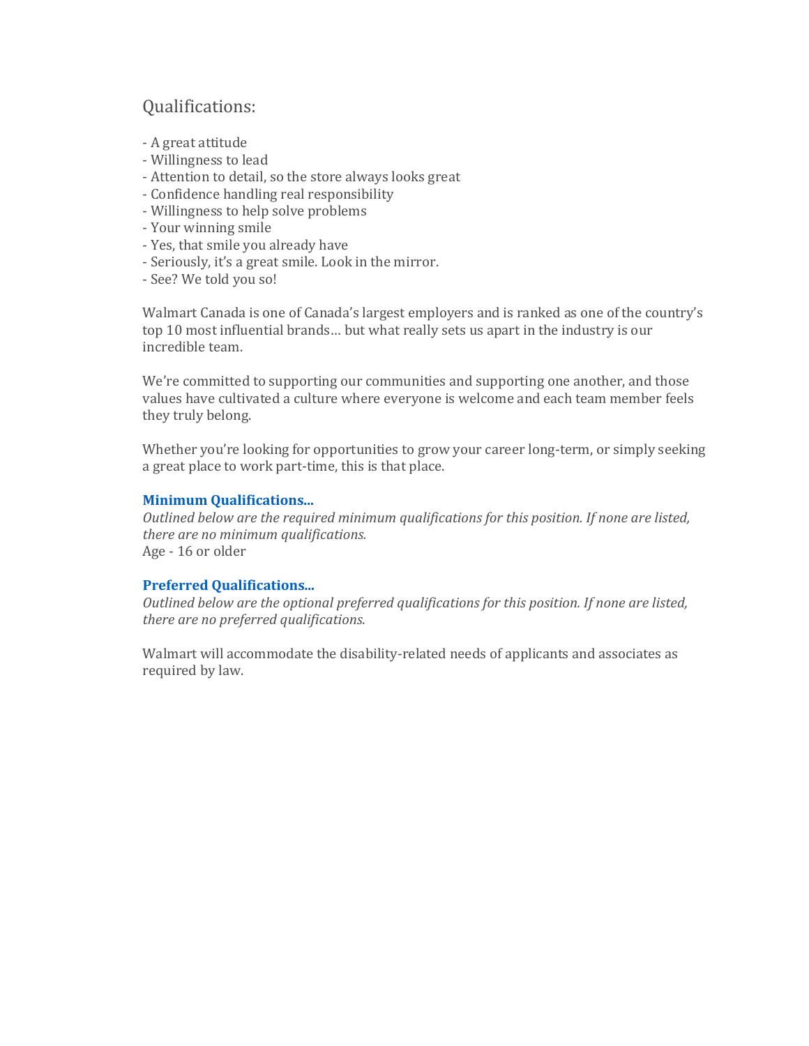## Qualifications:

- A great attitude
- Willingness to lead
- Attention to detail, so the store always looks great
- Confidence handling real responsibility
- Willingness to help solve problems
- Your winning smile
- Yes, that smile you already have
- Seriously, it's a great smile. Look in the mirror.
- See? We told you so!

Walmart Canada is one of Canada's largest employers and is ranked as one of the country's top 10 most influential brands… but what really sets us apart in the industry is our incredible team.

We're committed to supporting our communities and supporting one another, and those values have cultivated a culture where everyone is welcome and each team member feels they truly belong.

Whether you're looking for opportunities to grow your career long-term, or simply seeking a great place to work part-time, this is that place.

### Minimum Qualifications...

*Outlined below are the required minimum qualifications for this position. If none are listed, there are no minimum qualifications.*

Age - 16 or older

### Preferred Qualifications...

*Outlined below are the optional preferred qualifications for this position. If none are listed, there are no preferred qualifications.*

Walmart will accommodate the disability-related needs of applicants and associates as required by law.